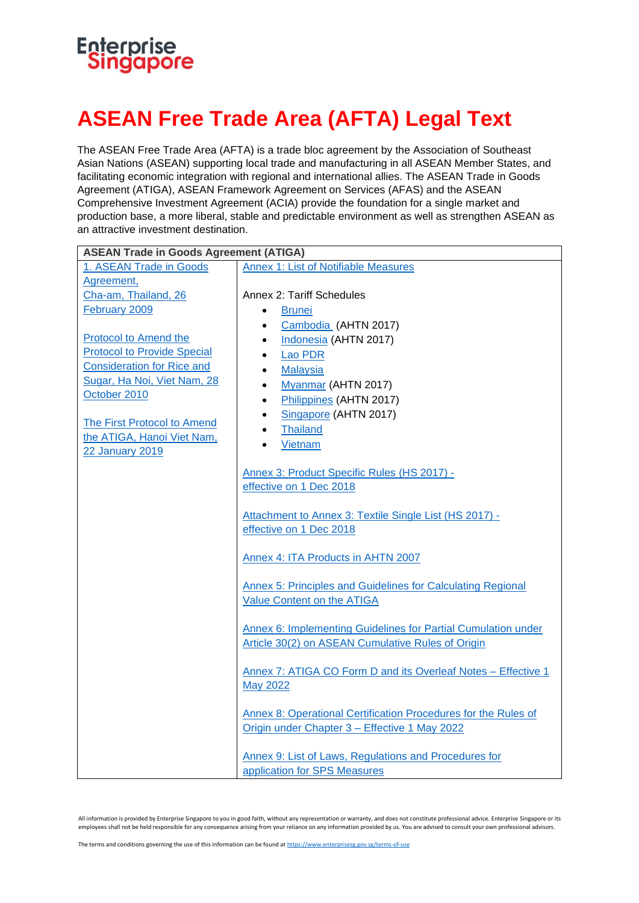Enterprise Singapore

# ASEAN Free Trade Area (AFTA) Legal Text

The ASEAN Free Trade Area (AFTA) is a trade bloc agreement by the Association of Southeast Asian Nations (ASEAN) supporting local trade and manufacturing in all ASEAN Member States, and facilitating economic integration with regional and international allies. The ASEAN Trade in Goods Agreement (ATIGA), ASEAN Framework Agreement on Services (AFAS) and the ASEAN Comprehensive Investment Agreement (ACIA) provide the foundation for a single market and production base, a more liberal, stable and predictable environment as well as strengthen ASEAN as an attractive investment destination.

| ASEAN Trade in Goods Agreement (ATIGA) | |
|---|---|
| 1. ASEAN Trade in Goods Agreement, Cha-am, Thailand, 26 February 2009<br><br>Protocol to Amend the Protocol to Provide Special Consideration for Rice and Sugar, Ha Noi, Viet Nam, 28 October 2010<br><br>The First Protocol to Amend the ATIGA, Hanoi Viet Nam, 22 January 2019 | Annex 1: List of Notifiable Measures<br><br>Annex 2: Tariff Schedules<br>• Brunei<br>• Cambodia (AHTN 2017)<br>• Indonesia (AHTN 2017)<br>• Lao PDR<br>• Malaysia<br>• Myanmar (AHTN 2017)<br>• Philippines (AHTN 2017)<br>• Singapore (AHTN 2017)<br>• Thailand<br>• Vietnam<br><br>Annex 3: Product Specific Rules (HS 2017) - effective on 1 Dec 2018<br><br>Attachment to Annex 3: Textile Single List (HS 2017) - effective on 1 Dec 2018<br><br>Annex 4: ITA Products in AHTN 2007<br><br>Annex 5: Principles and Guidelines for Calculating Regional Value Content on the ATIGA<br><br>Annex 6: Implementing Guidelines for Partial Cumulation under Article 30(2) on ASEAN Cumulative Rules of Origin<br><br>Annex 7: ATIGA CO Form D and its Overleaf Notes – Effective 1 May 2022<br><br>Annex 8: Operational Certification Procedures for the Rules of Origin under Chapter 3 – Effective 1 May 2022<br><br>Annex 9: List of Laws, Regulations and Procedures for application for SPS Measures |

All information is provided by Enterprise Singapore to you in good faith, without any representation or warranty, and does not constitute professional advice. Enterprise Singapore or its employees shall not be held responsible for any consequence arising from your reliance on any information provided by us. You are advised to consult your own professional advisors.

The terms and conditions governing the use of this information can be found at https://www.enterprisesg.gov.sg/terms-of-use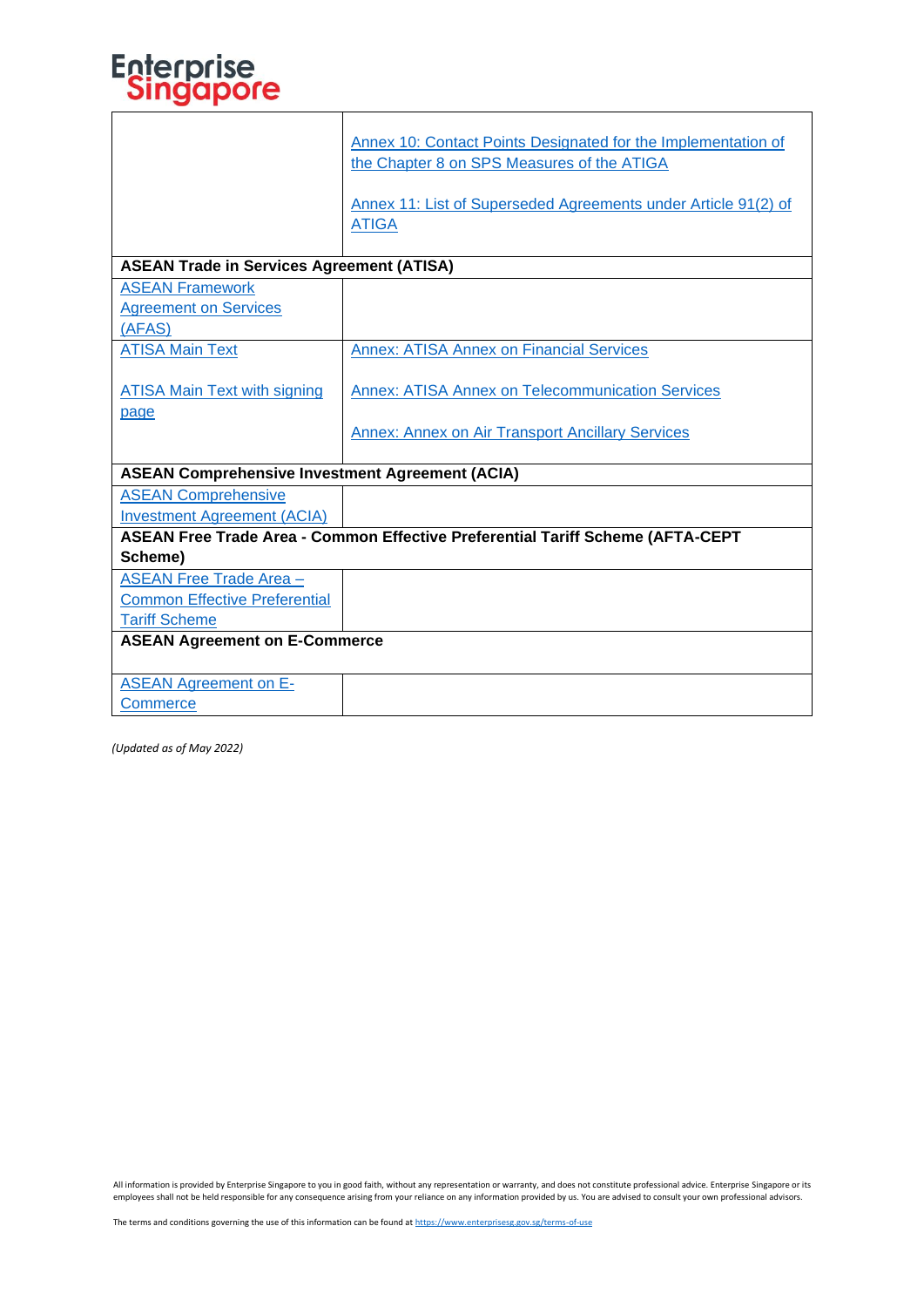| | |
|---|---|
| | Annex 10: Contact Points Designated for the Implementation of the Chapter 8 on SPS Measures of the ATIGA<br><br>Annex 11: List of Superseded Agreements under Article 91(2) of ATIGA |
| **ASEAN Trade in Services Agreement (ATISA)** | |
| ASEAN Framework Agreement on Services (AFAS) | |
| ATISA Main Text<br><br>ATISA Main Text with signing page | Annex: ATISA Annex on Financial Services<br><br>Annex: ATISA Annex on Telecommunication Services<br><br>Annex: Annex on Air Transport Ancillary Services |
| **ASEAN Comprehensive Investment Agreement (ACIA)** | |
| ASEAN Comprehensive Investment Agreement (ACIA) | |
| **ASEAN Free Trade Area - Common Effective Preferential Tariff Scheme (AFTA-CEPT Scheme)** | |
| ASEAN Free Trade Area – Common Effective Preferential Tariff Scheme | |
| **ASEAN Agreement on E-Commerce** | |
| ASEAN Agreement on E-Commerce | |

*(Updated as of May 2022)*

All information is provided by Enterprise Singapore to you in good faith, without any representation or warranty, and does not constitute professional advice. Enterprise Singapore or its employees shall not be held responsible for any consequence arising from your reliance on any information provided by us. You are advised to consult your own professional advisors.

The terms and conditions governing the use of this information can be found at https://www.enterprisesg.gov.sg/terms-of-use